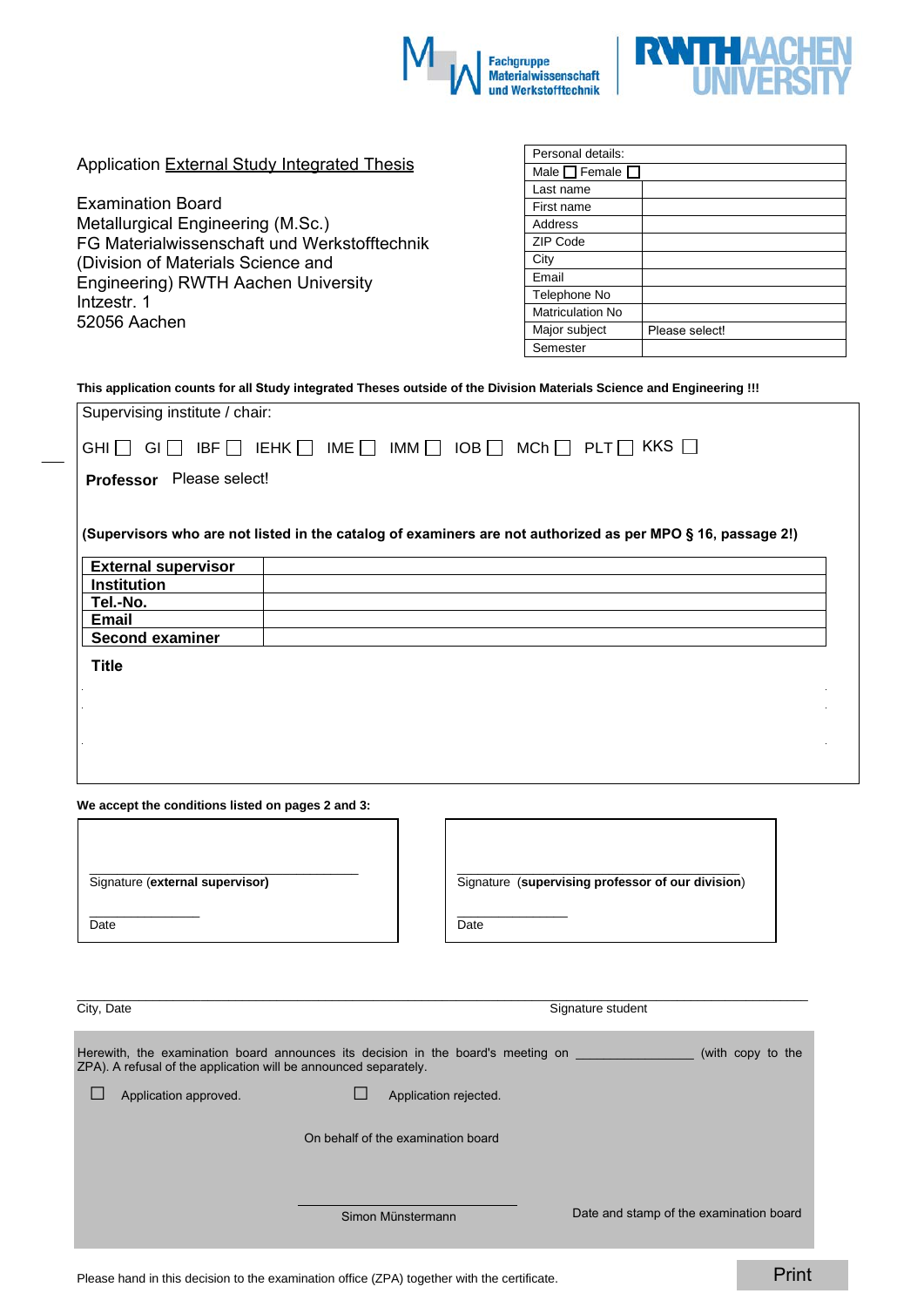Fachgruppe Materialwissenschaft und Werkstofftechnik | RWTH AACHEN UNIVERSITY

Application External Study Integrated Thesis

Examination Board
Metallurgical Engineering (M.Sc.)
FG Materialwissenschaft und Werkstofftechnik
(Division of Materials Science and Engineering) RWTH Aachen University
Intzestr. 1
52056 Aachen

| Personal details: | |
|---|---|
| Male ☐ Female ☐ | |
| Last name | |
| First name | |
| Address | |
| ZIP Code | |
| City | |
| Email | |
| Telephone No | |
| Matriculation No | |
| Major subject | Please select! |
| Semester | |

**This application counts for all Study integrated Theses outside of the Division Materials Science and Engineering !!!**

Supervising institute / chair:

GHI ☐ GI ☐ IBF ☐ IEHK ☐ IME ☐ IMM ☐ IOB ☐ MCh ☐ PLT ☐ KKS ☐

**Professor** Please select!

**(Supervisors who are not listed in the catalog of examiners are not authorized as per MPO § 16, passage 2!)**

| | |
|---|---|
| **External supervisor** | |
| **Institution** | |
| **Tel.-No.** | |
| **Email** | |
| **Second examiner** | |

**Title**

**We accept the conditions listed on pages 2 and 3:**

Signature (**external supervisor**)

Date

Signature (**supervising professor of our division**)

Date

City, Date

Signature student

Herewith, the examination board announces its decision in the board's meeting on _______________ (with copy to the ZPA). A refusal of the application will be announced separately.

☐ Application approved.

☐ Application rejected.

On behalf of the examination board

Simon Münstermann

Date and stamp of the examination board

Please hand in this decision to the examination office (ZPA) together with the certificate.

Print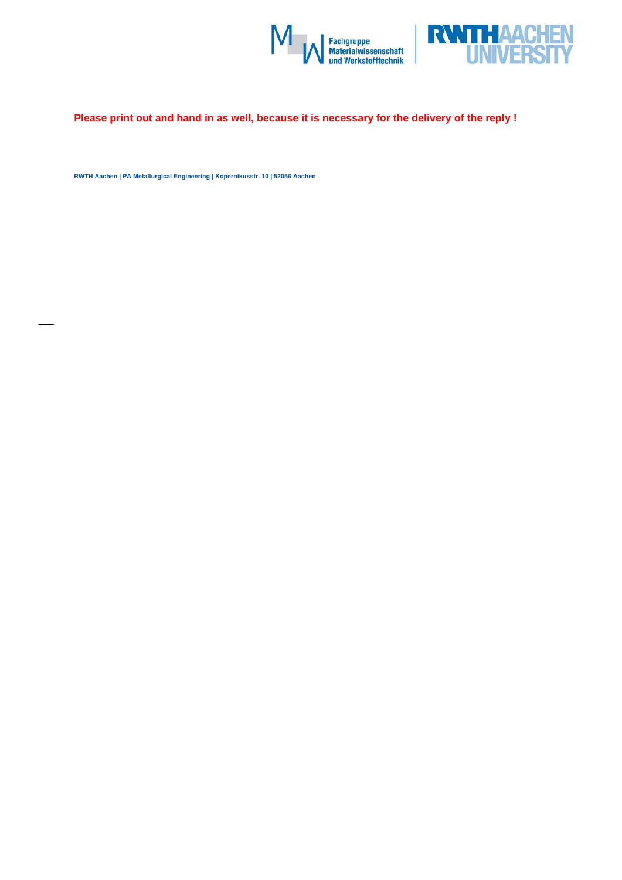**Please print out and hand in as well, because it is necessary for the delivery of the reply !**

RWTH Aachen | PA Metallurgical Engineering | Kopernikusstr. 10 | 52056 Aachen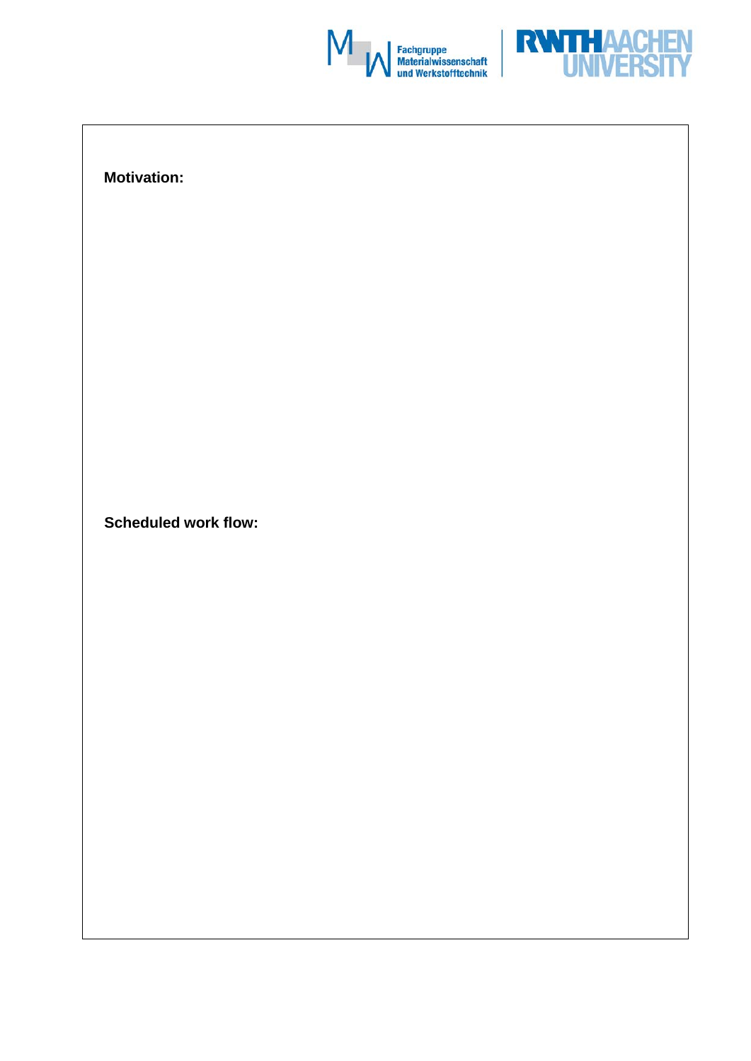**Motivation:**

**Scheduled work flow:**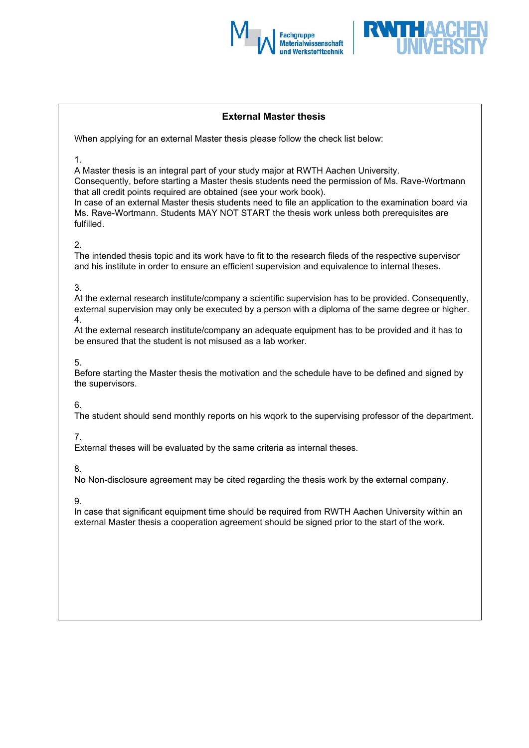## External Master thesis

When applying for an external Master thesis please follow the check list below:

1.
A Master thesis is an integral part of your study major at RWTH Aachen University. Consequently, before starting a Master thesis students need the permission of Ms. Rave-Wortmann that all credit points required are obtained (see your work book).
In case of an external Master thesis students need to file an application to the examination board via Ms. Rave-Wortmann. Students MAY NOT START the thesis work unless both prerequisites are fulfilled.

2.
The intended thesis topic and its work have to fit to the research fileds of the respective supervisor and his institute in order to ensure an efficient supervision and equivalence to internal theses.

3.
At the external research institute/company a scientific supervision has to be provided. Consequently, external supervision may only be executed by a person with a diploma of the same degree or higher.

4.
At the external research institute/company an adequate equipment has to be provided and it has to be ensured that the student is not misused as a lab worker.

5.
Before starting the Master thesis the motivation and the schedule have to be defined and signed by the supervisors.

6.
The student should send monthly reports on his wqork to the supervising professor of the department.

7.
External theses will be evaluated by the same criteria as internal theses.

8.
No Non-disclosure agreement may be cited regarding the thesis work by the external company.

9.
In case that significant equipment time should be required from RWTH Aachen University within an external Master thesis a cooperation agreement should be signed prior to the start of the work.